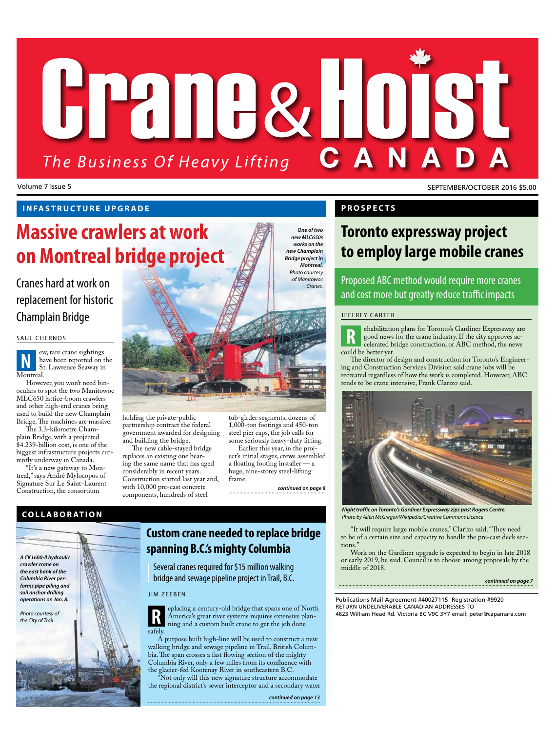# Crane & Hoist CANADA

*The Business Of Heavy Lifting*

Volume 7 Issue 5 — SEPTEMBER/OCTOBER 2016 $5.00

**INFASTRUCTURE UPGRADE**

## Massive crawlers at work on Montreal bridge project

### Cranes hard at work on replacement for historic Champlain Bridge

SAUL CHERNOS

New, rare crane sightings have been reported on the St. Lawrence Seaway in Montreal.

However, you won't need binoculars to spot the two Manitowoc MLC650 lattice-boom crawlers and other high-end cranes being used to build the new Champlain Bridge. The machines are massive.

The 3.3-kilometre Champlain Bridge, with a projected $4.239-billion cost, is one of the biggest infrastructure projects currently underway in Canada.

"It's a new gateway to Montreal," says André Mylocopos of Signature Sur Le Saint-Laurent Construction, the consortium holding the private-public partnership contract the federal government awarded for designing and building the bridge.

The new cable-stayed bridge replaces an existing one bearing the same name that has aged considerably in recent years. Construction started last year and, with 10,000 pre-cast concrete components, hundreds of steel tub-girder segments, dozens of 1,000-ton footings and 450-ton steel pier caps, the job calls for some seriously heavy-duty lifting.

Earlier this year, in the project's initial stages, crews assembled a floating footing installer — a huge, nine-storey steel-lifting frame.

*One of two new MLC650s works on the new Champlain Bridge project in Montreal. Photo courtesy of Manitowoc Cranes.*

*continued on page 8*

**PROSPECTS**

## Toronto expressway project to employ large mobile cranes

### Proposed ABC method would require more cranes and cost more but greatly reduce traffic impacts

JEFFREY CARTER

Rehabilitation plans for Toronto's Gardiner Expressway are good news for the crane industry. If the city approves accelerated bridge construction, or ABC method, the news could be better yet.

The director of design and construction for Toronto's Engineering and Construction Services Division said crane jobs will be recreated regardless of how the work is completed. However, ABC tends to be crane intensive, Frank Clarizo said.

*Night traffic on Toronto's Gardiner Expressway zips past Rogers Centre. Photo by Allen McGregor/Wikipedia/Creative Commons Licence*

"It will require large mobile cranes," Clarizo said. "They need to be of a certain size and capacity to handle the pre-cast deck sections."

Work on the Gardiner upgrade is expected to begin in late 2018 or early 2019, he said. Council is to choose among proposals by the middle of 2018.

*continued on page 7*

**COLLABORATION**

## Custom crane needed to replace bridge spanning B.C.'s mighty Columbia

### Several cranes required for $15 million walking bridge and sewage pipeline project in Trail, B.C.

JIM ZEEBEN

Replacing a century-old bridge that spans one of North America's great river systems requires extensive planning and a custom built crane to get the job done safely.

A purpose built high-line will be used to construct a new walking bridge and sewage pipeline in Trail, British Columbia. The span crosses a fast flowing section of the mighty Columbia River, only a few miles from its confluence with the glacier-fed Kootenay River in southeastern B.C.

"Not only will this new signature structure accommodate the regional district's sewer interceptor and a secondary water

*A CK1600-II hydraulic crawler crane on the east bank of the Columbia River performs pipe piling and soil anchor drilling operations on Jan. 8.*

*Photo courtesy of the City of Trail*

*continued on page 13*

Publications Mail Agreement #40027115 Registration #9920
RETURN UNDELIVERABLE CANADIAN ADDRESSES TO
4623 William Head Rd. Victoria BC V9C 3Y7 email: peter@capamara.com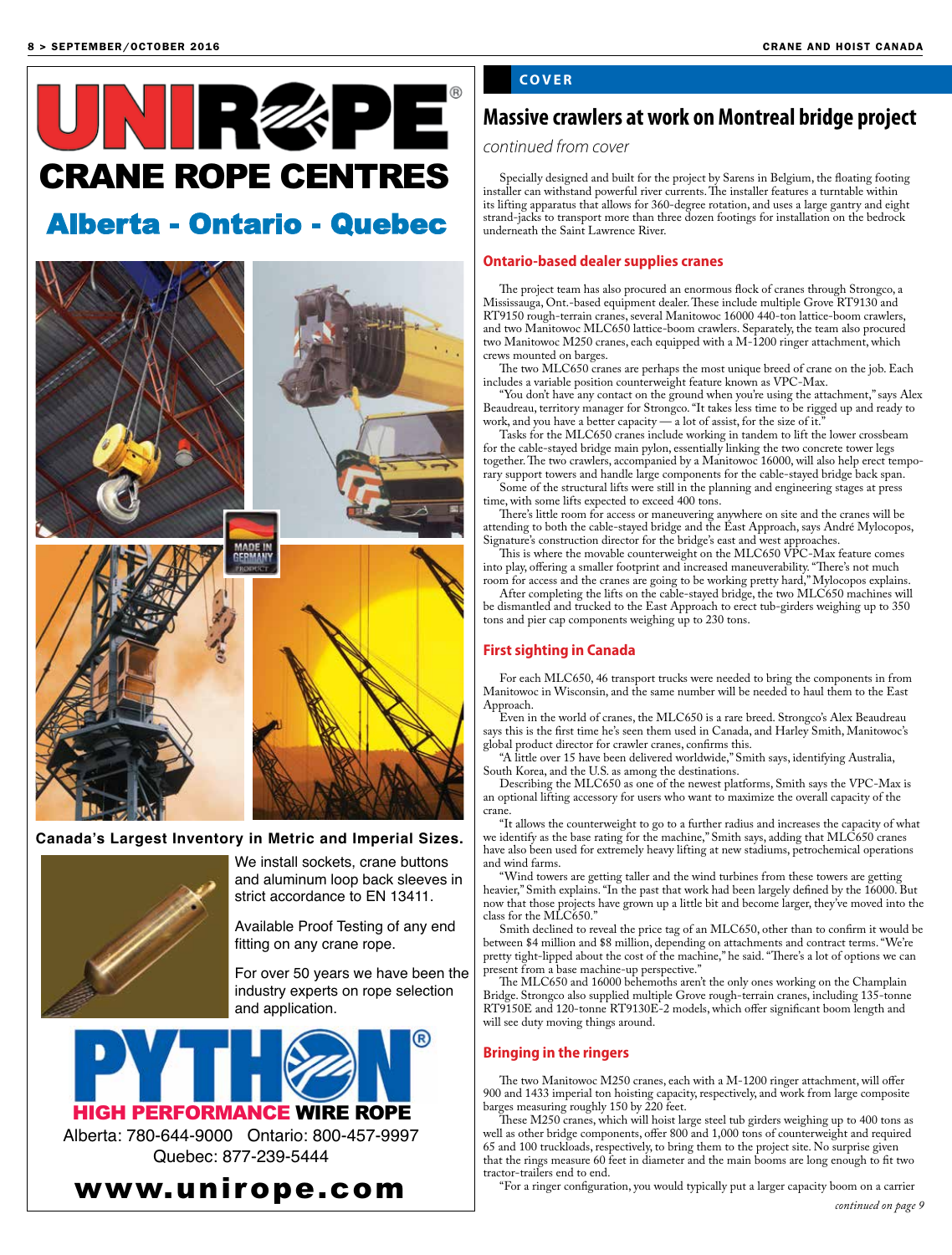**UNIROPE®**

**CRANE ROPE CENTRES**

**Alberta - Ontario - Quebec**

MADE IN GERMANY PRODUCT

**Canada's Largest Inventory in Metric and Imperial Sizes.**

We install sockets, crane buttons and aluminum loop back sleeves in strict accordance to EN 13411.

Available Proof Testing of any end fitting on any crane rope.

For over 50 years we have been the industry experts on rope selection and application.

**PYTHON®**

**HIGH PERFORMANCE WIRE ROPE**

Alberta: 780-644-9000 Ontario: 800-457-9997

Quebec: 877-239-5444

**www.unirope.com**

COVER

# Massive crawlers at work on Montreal bridge project

*continued from cover*

Specially designed and built for the project by Sarens in Belgium, the floating footing installer can withstand powerful river currents. The installer features a turntable within its lifting apparatus that allows for 360-degree rotation, and uses a large gantry and eight strand-jacks to transport more than three dozen footings for installation on the bedrock underneath the Saint Lawrence River.

## Ontario-based dealer supplies cranes

The project team has also procured an enormous flock of cranes through Strongco, a Mississauga, Ont.-based equipment dealer. These include multiple Grove RT9130 and RT9150 rough-terrain cranes, several Manitowoc 16000 440-ton lattice-boom crawlers, and two Manitowoc MLC650 lattice-boom crawlers. Separately, the team also procured two Manitowoc M250 cranes, each equipped with a M-1200 ringer attachment, which crews mounted on barges.

The two MLC650 cranes are perhaps the most unique breed of crane on the job. Each includes a variable position counterweight feature known as VPC-Max.

"You don't have any contact on the ground when you're using the attachment," says Alex Beaudreau, territory manager for Strongco. "It takes less time to be rigged up and ready to work, and you have a better capacity — a lot of assist, for the size of it."

Tasks for the MLC650 cranes include working in tandem to lift the lower crossbeam for the cable-stayed bridge main pylon, essentially linking the two concrete tower legs together. The two crawlers, accompanied by a Manitowoc 16000, will also help erect temporary support towers and handle large components for the cable-stayed bridge back span.

Some of the structural lifts were still in the planning and engineering stages at press time, with some lifts expected to exceed 400 tons.

There's little room for access or maneuvering anywhere on site and the cranes will be attending to both the cable-stayed bridge and the East Approach, says André Mylocopos, Signature's construction director for the bridge's east and west approaches.

This is where the movable counterweight on the MLC650 VPC-Max feature comes into play, offering a smaller footprint and increased maneuverability. "There's not much room for access and the cranes are going to be working pretty hard," Mylocopos explains.

After completing the lifts on the cable-stayed bridge, the two MLC650 machines will be dismantled and trucked to the East Approach to erect tub-girders weighing up to 350 tons and pier cap components weighing up to 230 tons.

## First sighting in Canada

For each MLC650, 46 transport trucks were needed to bring the components in from Manitowoc in Wisconsin, and the same number will be needed to haul them to the East Approach.

Even in the world of cranes, the MLC650 is a rare breed. Strongco's Alex Beaudreau says this is the first time he's seen them used in Canada, and Harley Smith, Manitowoc's global product director for crawler cranes, confirms this.

"A little over 15 have been delivered worldwide," Smith says, identifying Australia, South Korea, and the U.S. as among the destinations.

Describing the MLC650 as one of the newest platforms, Smith says the VPC-Max is an optional lifting accessory for users who want to maximize the overall capacity of the crane.

"It allows the counterweight to go to a further radius and increases the capacity of what we identify as the base rating for the machine," Smith says, adding that MLC650 cranes have also been used for extremely heavy lifting at new stadiums, petrochemical operations and wind farms.

"Wind towers are getting taller and the wind turbines from these towers are getting heavier," Smith explains. "In the past that work had been largely defined by the 16000. But now that those projects have grown up a little bit and become larger, they've moved into the class for the MLC650."

Smith declined to reveal the price tag of an MLC650, other than to confirm it would be between $4 million and $8 million, depending on attachments and contract terms. "We're pretty tight-lipped about the cost of the machine," he said. "There's a lot of options we can present from a base machine-up perspective."

The MLC650 and 16000 behemoths aren't the only ones working on the Champlain Bridge. Strongco also supplied multiple Grove rough-terrain cranes, including 135-tonne RT9150E and 120-tonne RT9130E-2 models, which offer significant boom length and will see duty moving things around.

## Bringing in the ringers

The two Manitowoc M250 cranes, each with a M-1200 ringer attachment, will offer 900 and 1433 imperial ton hoisting capacity, respectively, and work from large composite barges measuring roughly 150 by 220 feet.

These M250 cranes, which will hoist large steel tub girders weighing up to 400 tons as well as other bridge components, offer 800 and 1,000 tons of counterweight and required 65 and 100 truckloads, respectively, to bring them to the project site. No surprise given that the rings measure 60 feet in diameter and the main booms are long enough to fit two tractor-trailers end to end.

"For a ringer configuration, you would typically put a larger capacity boom on a carrier

*continued on page 9*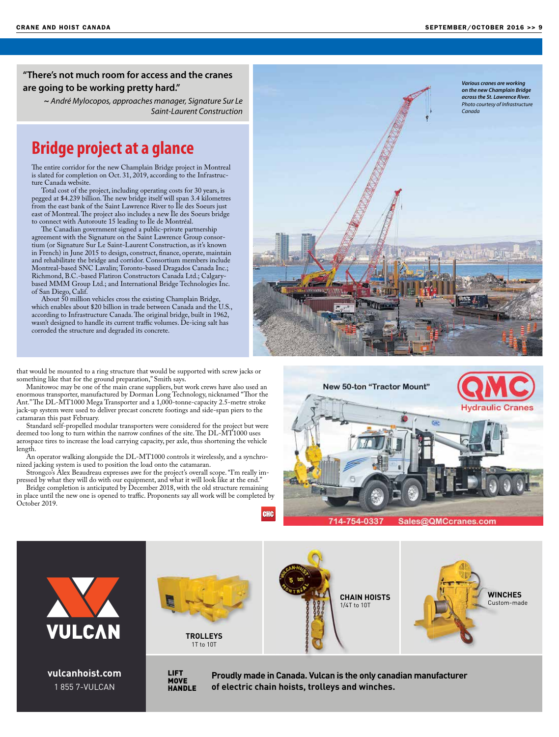"There's not much room for access and the cranes are going to be working pretty hard."

~ *André Mylocopos, approaches manager, Signature Sur Le Saint-Laurent Construction*

## Bridge project at a glance

The entire corridor for the new Champlain Bridge project in Montreal is slated for completion on Oct. 31, 2019, according to the Infrastructure Canada website.

Total cost of the project, including operating costs for 30 years, is pegged at $4.239 billion. The new bridge itself will span 3.4 kilometres from the east bank of the Saint Lawrence River to Île des Soeurs just east of Montreal. The project also includes a new Île des Soeurs bridge to connect with Autoroute 15 leading to Île de Montréal.

The Canadian government signed a public-private partnership agreement with the Signature on the Saint Lawrence Group consortium (or Signature Sur Le Saint-Laurent Construction, as it's known in French) in June 2015 to design, construct, finance, operate, maintain and rehabilitate the bridge and corridor. Consortium members include Montreal-based SNC Lavalin; Toronto-based Dragados Canada Inc.; Richmond, B.C.-based Flatiron Constructors Canada Ltd.; Calgary-based MMM Group Ltd.; and International Bridge Technologies Inc. of San Diego, Calif.

About 50 million vehicles cross the existing Champlain Bridge, which enables about $20 billion in trade between Canada and the U.S., according to Infrastructure Canada. The original bridge, built in 1962, wasn't designed to handle its current traffic volumes. De-icing salt has corroded the structure and degraded its concrete.

*Various cranes are working on the new Champlain Bridge across the St. Lawrence River.* *Photo courtesy of Infrastructure Canada*

that would be mounted to a ring structure that would be supported with screw jacks or something like that for the ground preparation," Smith says.

Manitowoc may be one of the main crane suppliers, but work crews have also used an enormous transporter, manufactured by Dorman Long Technology, nicknamed "Thor the Ant." The DL-MT1000 Mega Transporter and a 1,000-tonne-capacity 2.5-metre stroke jack-up system were used to deliver precast concrete footings and side-span piers to the catamaran this past February.

Standard self-propelled modular transporters were considered for the project but were deemed too long to turn within the narrow confines of the site. The DL-MT1000 uses aerospace tires to increase the load carrying capacity, per axle, thus shortening the vehicle length.

An operator walking alongside the DL-MT1000 controls it wirelessly, and a synchronized jacking system is used to position the load onto the catamaran.

Strongco's Alex Beaudreau expresses awe for the project's overall scope. "I'm really impressed by what they will do with our equipment, and what it will look like at the end."

Bridge completion is anticipated by December 2018, with the old structure remaining in place until the new one is opened to traffic. Proponents say all work will be completed by October 2019.

CHC

New 50-ton "Tractor Mount"

QMC Hydraulic Cranes

714-754-0337 Sales@QMCcranes.com

VULCAN

vulcanhoist.com

1 855 7-VULCAN

TROLLEYS 1T to 10T

CHAIN HOISTS 1/4T to 10T

WINCHES Custom-made

LIFT MOVE HANDLE

Proudly made in Canada. Vulcan is the only canadian manufacturer of electric chain hoists, trolleys and winches.